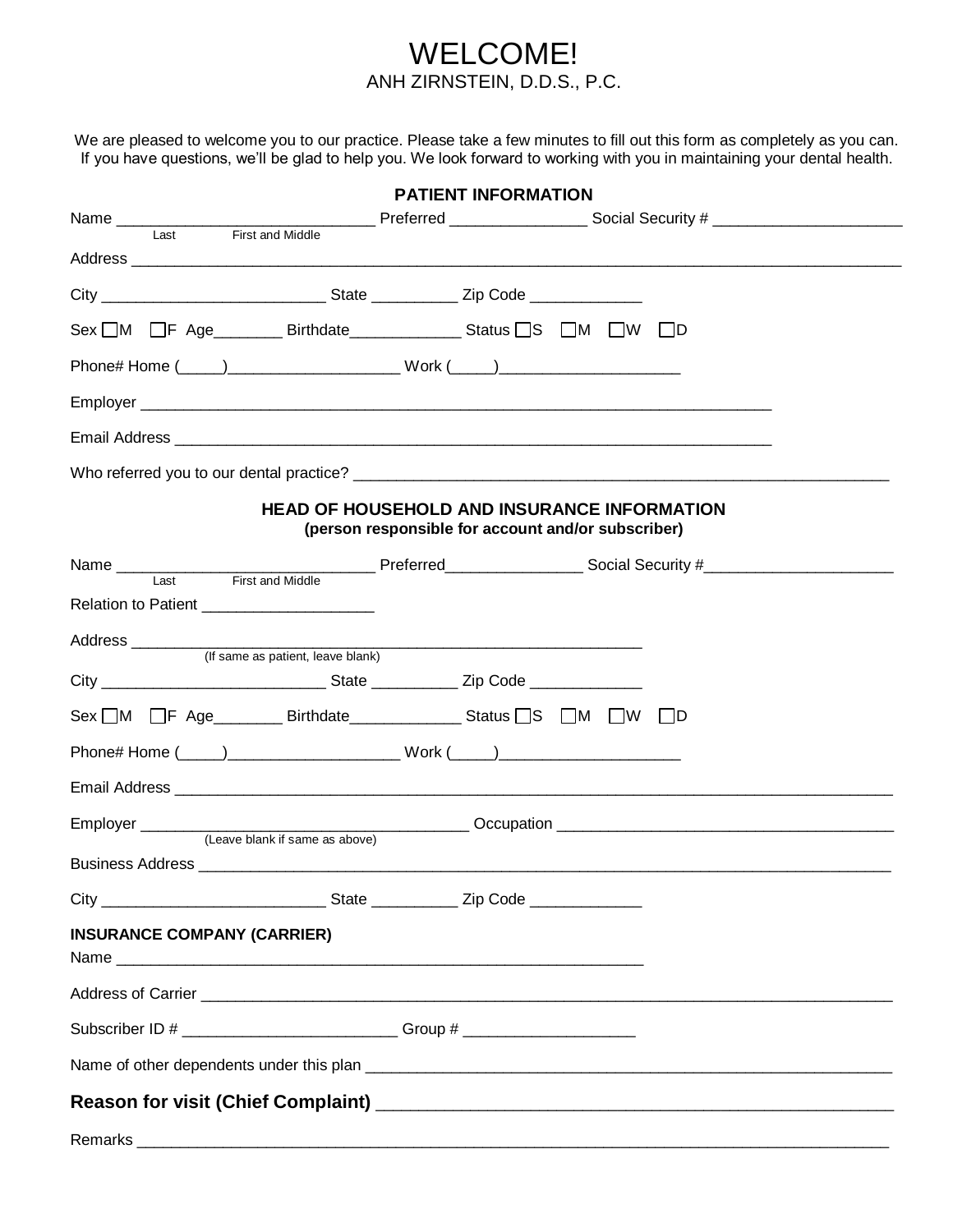# WELCOME!

ANH ZIRNSTEIN, D.D.S., P.C.

We are pleased to welcome you to our practice. Please take a few minutes to fill out this form as completely as you can. If you have questions, we'll be glad to help you. We look forward to working with you in maintaining your dental health.

## PATIENT INFORMATION

Name _____________________________ Preferred _______________ Social Security # _____________________
(Last, First and Middle)

Address ________________________________________________________________________________

City _________________________ State __________ Zip Code _____________

Sex ☐M ☐F Age________ Birthdate_____________ Status ☐S ☐M ☐W ☐D

Phone# Home (_____)___________________ Work (_____)____________________

Employer _____________________________________________________________________

Email Address _________________________________________________________________

Who referred you to our dental practice? ___________________________________________________

## HEAD OF HOUSEHOLD AND INSURANCE INFORMATION

**(person responsible for account and/or subscriber)**

Name _____________________________ Preferred_______________ Social Security #_____________________
(Last, First and Middle)

Relation to Patient ___________________

Address ___________________________________________________________
(If same as patient, leave blank)

City _________________________ State __________ Zip Code _____________

Sex ☐M ☐F Age________ Birthdate_____________ Status ☐S ☐M ☐W ☐D

Phone# Home (_____)___________________ Work (_____)____________________

Email Address ________________________________________________________________________________

Employer ____________________________________ Occupation ______________________________________
(Leave blank if same as above)

Business Address ______________________________________________________________________________

City _________________________ State __________ Zip Code _____________

**INSURANCE COMPANY (CARRIER)**

Name ______________________________________________________________

Address of Carrier ____________________________________________________________________________

Subscriber ID # ________________________ Group # ___________________

Name of other dependents under this plan __________________________________________________________

**Reason for visit (Chief Complaint)** ________________________________________________________

Remarks ____________________________________________________________________________________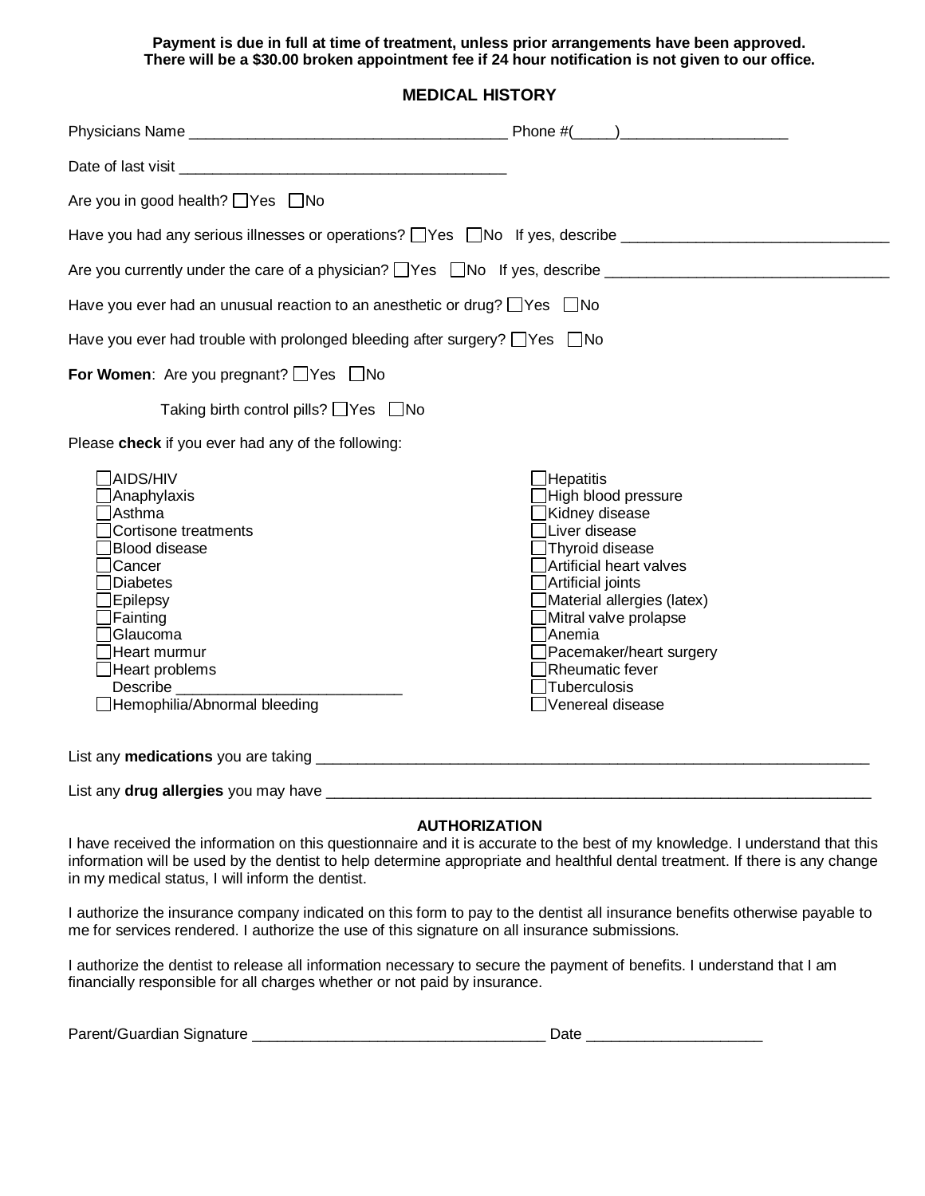**Payment is due in full at time of treatment, unless prior arrangements have been approved.**
**There will be a $30.00 broken appointment fee if 24 hour notification is not given to our office.**

## MEDICAL HISTORY

Physicians Name ______________________________________ Phone #(_____)____________________

Date of last visit _______________________________________

Are you in good health? ☐Yes ☐No

Have you had any serious illnesses or operations? ☐Yes ☐No If yes, describe ________________________________

Are you currently under the care of a physician? ☐Yes ☐No If yes, describe __________________________________

Have you ever had an unusual reaction to an anesthetic or drug? ☐Yes ☐No

Have you ever had trouble with prolonged bleeding after surgery? ☐Yes ☐No

**For Women**: Are you pregnant? ☐Yes ☐No

Taking birth control pills? ☐Yes ☐No

Please **check** if you ever had any of the following:

- ☐AIDS/HIV
- ☐Anaphylaxis
- ☐Asthma
- ☐Cortisone treatments
- ☐Blood disease
- ☐Cancer
- ☐Diabetes
- ☐Epilepsy
- ☐Fainting
- ☐Glaucoma
- ☐Heart murmur
- ☐Heart problems
  Describe ___________________________
- ☐Hemophilia/Abnormal bleeding
- ☐Hepatitis
- ☐High blood pressure
- ☐Kidney disease
- ☐Liver disease
- ☐Thyroid disease
- ☐Artificial heart valves
- ☐Artificial joints
- ☐Material allergies (latex)
- ☐Mitral valve prolapse
- ☐Anemia
- ☐Pacemaker/heart surgery
- ☐Rheumatic fever
- ☐Tuberculosis
- ☐Venereal disease

List any **medications** you are taking ______________________________________________________________________

List any **drug allergies** you may have ____________________________________________________________________

### AUTHORIZATION

I have received the information on this questionnaire and it is accurate to the best of my knowledge. I understand that this information will be used by the dentist to help determine appropriate and healthful dental treatment. If there is any change in my medical status, I will inform the dentist.

I authorize the insurance company indicated on this form to pay to the dentist all insurance benefits otherwise payable to me for services rendered. I authorize the use of this signature on all insurance submissions.

I authorize the dentist to release all information necessary to secure the payment of benefits. I understand that I am financially responsible for all charges whether or not paid by insurance.

Parent/Guardian Signature ___________________________________ Date _____________________